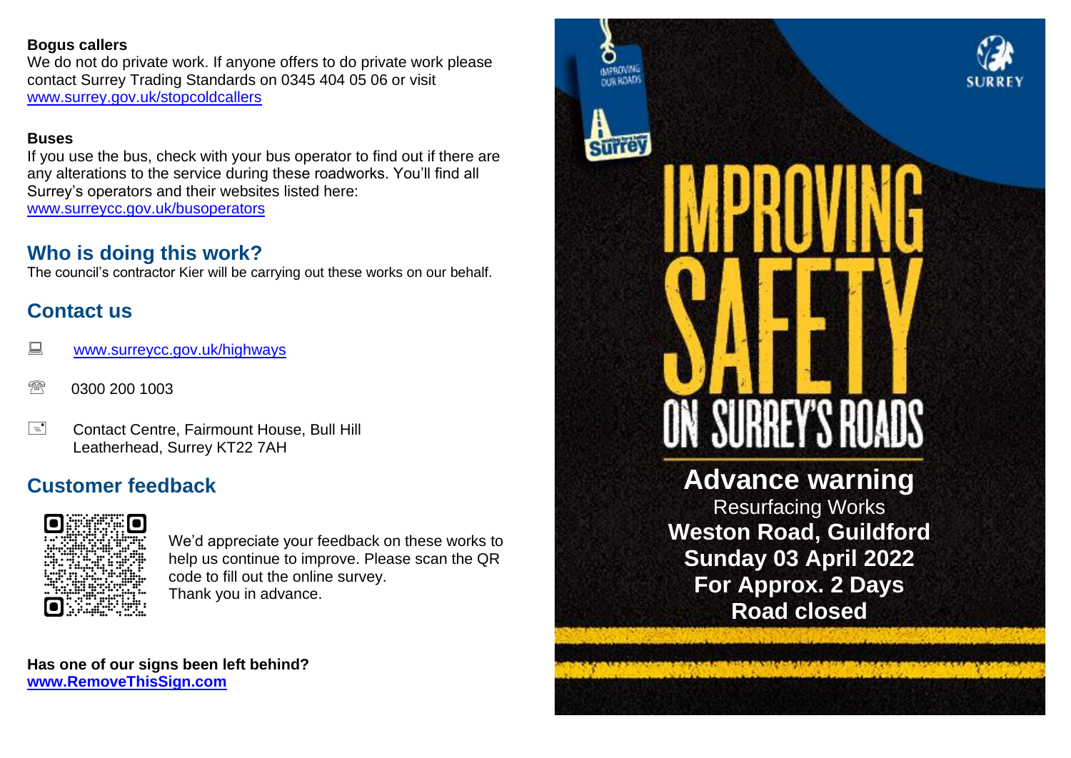**Bogus callers**
We do not do private work. If anyone offers to do private work please contact Surrey Trading Standards on 0345 404 05 06 or visit www.surrey.gov.uk/stopcoldcallers

**Buses**
If you use the bus, check with your bus operator to find out if there are any alterations to the service during these roadworks. You'll find all Surrey's operators and their websites listed here: www.surreycc.gov.uk/busoperators

## Who is doing this work?

The council's contractor Kier will be carrying out these works on our behalf.

## Contact us

www.surreycc.gov.uk/highways

0300 200 1003

Contact Centre, Fairmount House, Bull Hill
Leatherhead, Surrey KT22 7AH

## Customer feedback

We'd appreciate your feedback on these works to help us continue to improve. Please scan the QR code to fill out the online survey.
Thank you in advance.

**Has one of our signs been left behind?**
**www.RemoveThisSign.com**

IMPROVING OUR ROADS

Surrey

SURREY

# IMPROVING SAFETY ON SURREY'S ROADS

**Advance warning**
Resurfacing Works
**Weston Road, Guildford**
**Sunday 03 April 2022**
**For Approx. 2 Days**
**Road closed**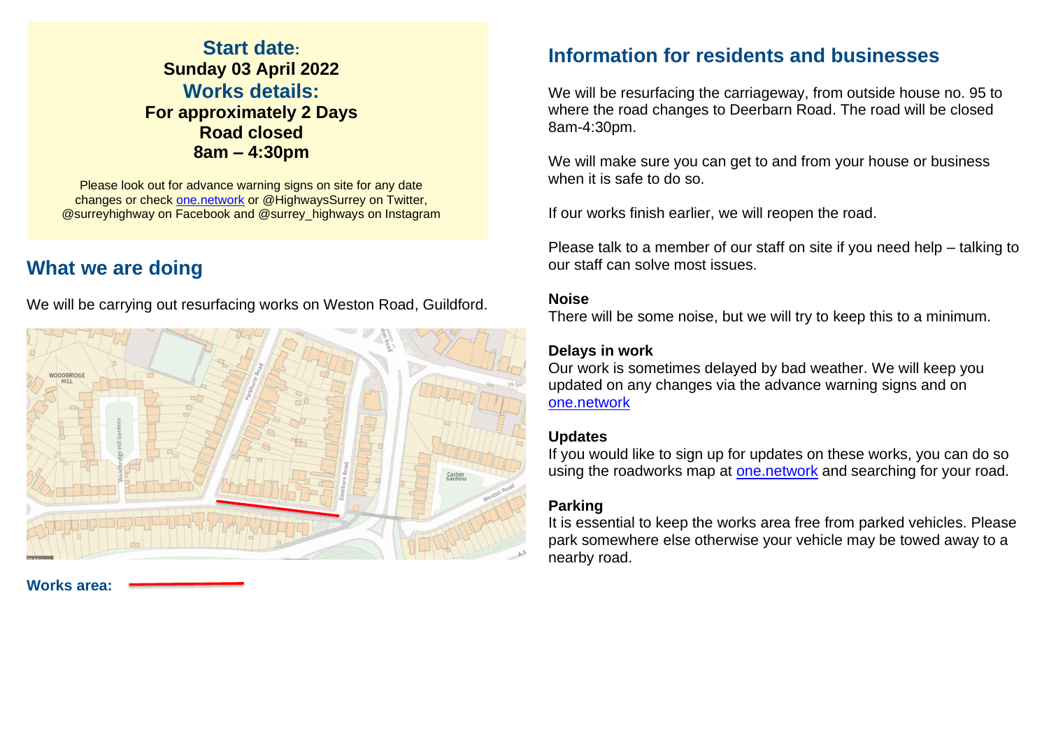**Start date:**
**Sunday 03 April 2022**
**Works details:**
**For approximately 2 Days**
**Road closed**
**8am – 4:30pm**

Please look out for advance warning signs on site for any date changes or check one.network or @HighwaysSurrey on Twitter, @surreyhighway on Facebook and @surrey_highways on Instagram

## What we are doing

We will be carrying out resurfacing works on Weston Road, Guildford.

WOODBRIDGE HILL
Woodbridge Hill Gardens
Parkhurst Road
Deerbarn Road
Caxton Gardens
Weston Road
39.5m
A3

**Works area:**

## Information for residents and businesses

We will be resurfacing the carriageway, from outside house no. 95 to where the road changes to Deerbarn Road. The road will be closed 8am-4:30pm.

We will make sure you can get to and from your house or business when it is safe to do so.

If our works finish earlier, we will reopen the road.

Please talk to a member of our staff on site if you need help – talking to our staff can solve most issues.

**Noise**
There will be some noise, but we will try to keep this to a minimum.

**Delays in work**
Our work is sometimes delayed by bad weather. We will keep you updated on any changes via the advance warning signs and on one.network

**Updates**
If you would like to sign up for updates on these works, you can do so using the roadworks map at one.network and searching for your road.

**Parking**
It is essential to keep the works area free from parked vehicles. Please park somewhere else otherwise your vehicle may be towed away to a nearby road.